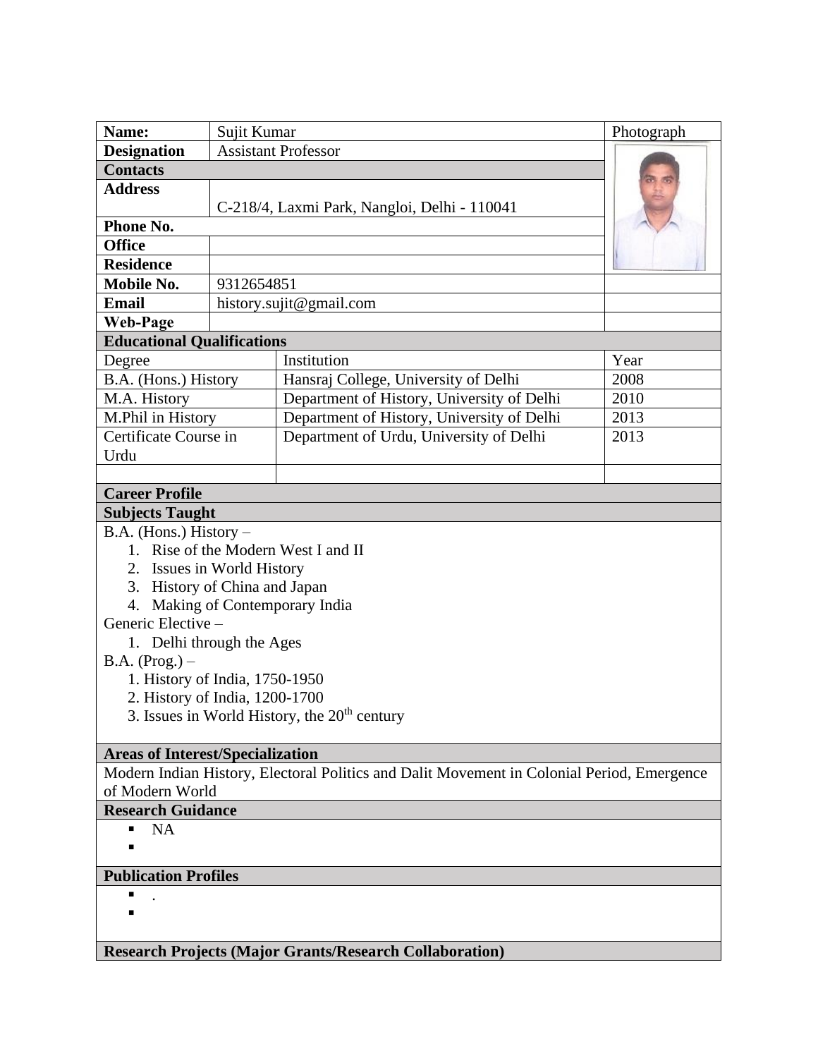| **Name:** | Sujit Kumar | Photograph |
|---|---|---|
| **Designation** | Assistant Professor | |
| **Contacts** | | |
| **Address** | C-218/4, Laxmi Park, Nangloi, Delhi - 110041 | |
| **Phone No.** | | |
| **Office** | | |
| **Residence** | | |
| **Mobile No.** | 9312654851 | |
| **Email** | history.sujit@gmail.com | |
| **Web-Page** | | |

**Educational Qualifications**

| Degree | Institution | Year |
|---|---|---|
| B.A. (Hons.) History | Hansraj College, University of Delhi | 2008 |
| M.A. History | Department of History, University of Delhi | 2010 |
| M.Phil in History | Department of History, University of Delhi | 2013 |
| Certificate Course in Urdu | Department of Urdu, University of Delhi | 2013 |
| | | |

**Career Profile**

**Subjects Taught**

B.A. (Hons.) History –

1. Rise of the Modern West I and II
2. Issues in World History
3. History of China and Japan
4. Making of Contemporary India

Generic Elective –

1. Delhi through the Ages

B.A. (Prog.) –

1. History of India, 1750-1950
2. History of India, 1200-1700
3. Issues in World History, the 20th century

**Areas of Interest/Specialization**

Modern Indian History, Electoral Politics and Dalit Movement in Colonial Period, Emergence of Modern World

**Research Guidance**

- NA
-

**Publication Profiles**

- .
-

**Research Projects (Major Grants/Research Collaboration)**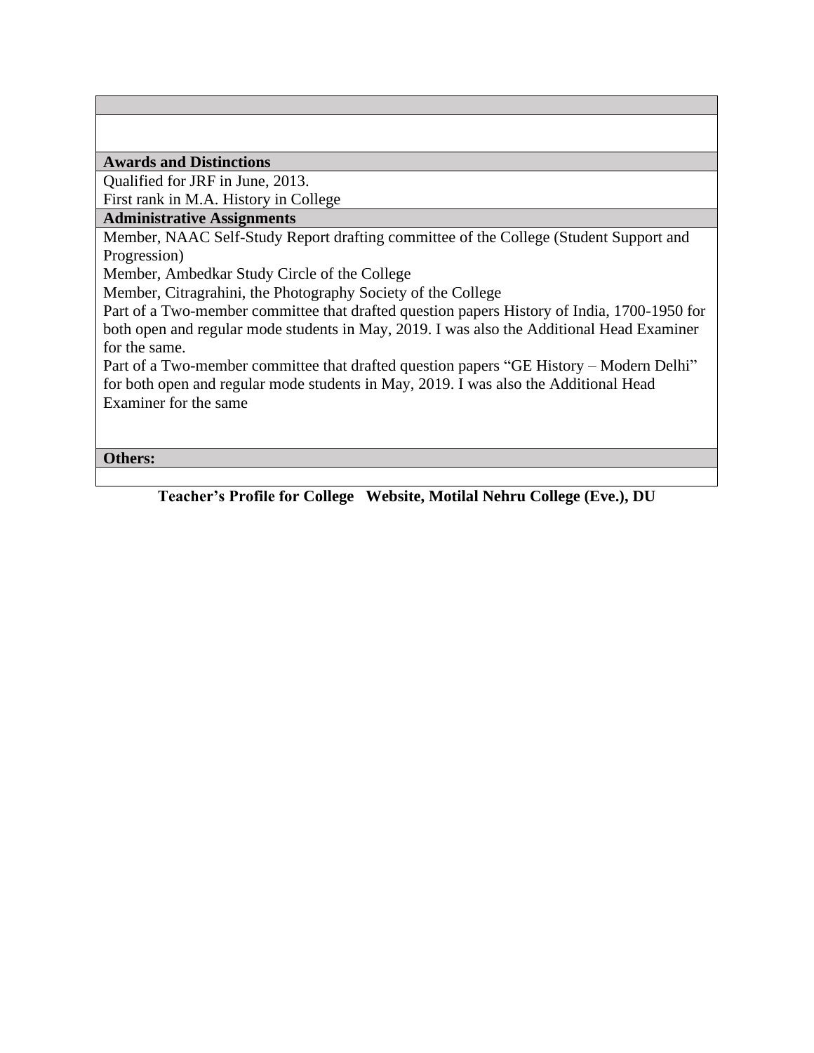**Awards and Distinctions**

Qualified for JRF in June, 2013.
First rank in M.A. History in College

**Administrative Assignments**

Member, NAAC Self-Study Report drafting committee of the College (Student Support and Progression)
Member, Ambedkar Study Circle of the College
Member, Citragrahini, the Photography Society of the College
Part of a Two-member committee that drafted question papers History of India, 1700-1950 for both open and regular mode students in May, 2019. I was also the Additional Head Examiner for the same.
Part of a Two-member committee that drafted question papers "GE History – Modern Delhi" for both open and regular mode students in May, 2019. I was also the Additional Head Examiner for the same

**Others:**

**Teacher's Profile for College Website, Motilal Nehru College (Eve.), DU**